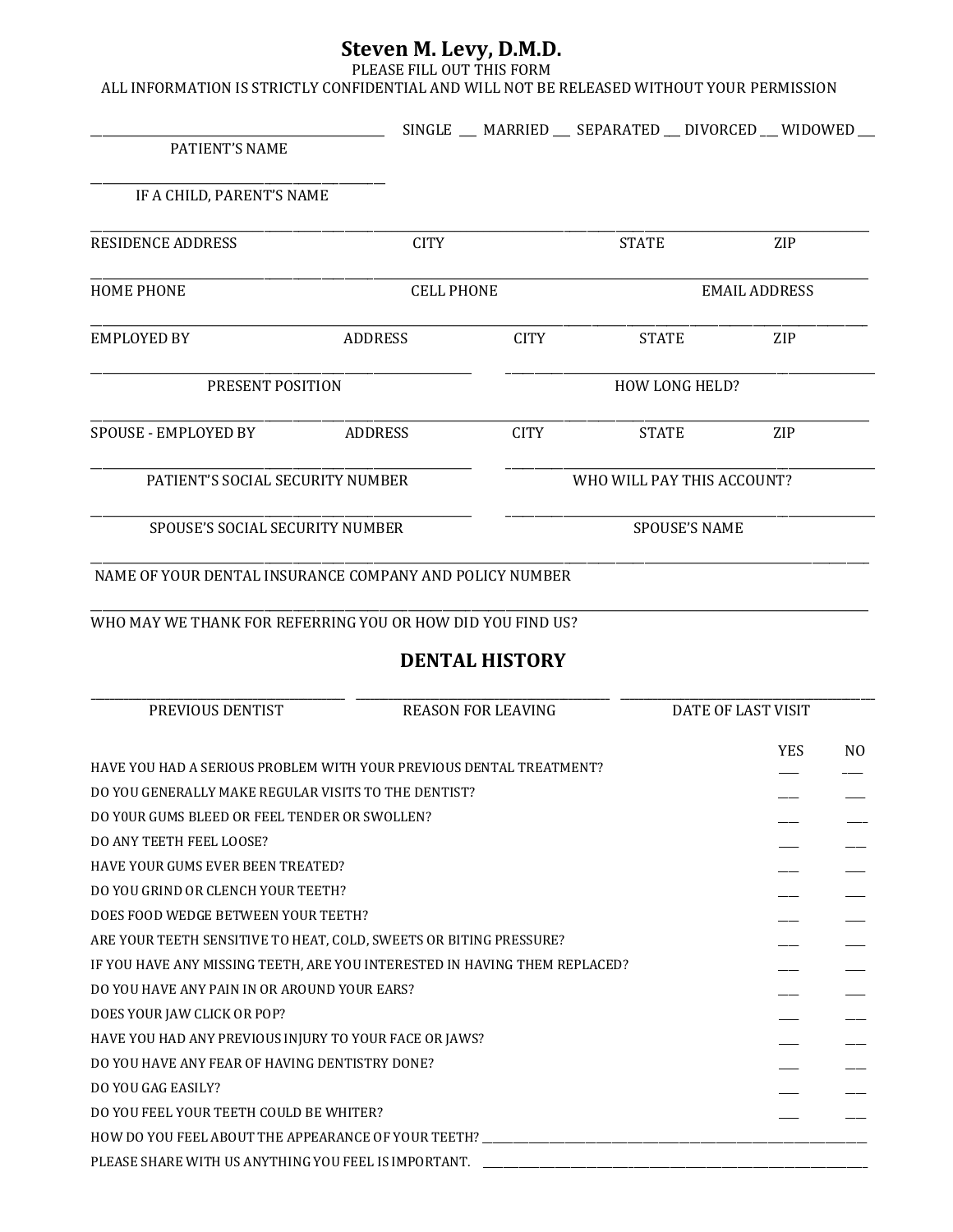# Steven M. Levy, D.M.D.

PLEASE FILL OUT THIS FORM

ALL INFORMATION IS STRICTLY CONFIDENTIAL AND WILL NOT BE RELEASED WITHOUT YOUR PERMISSION

________________________________ SINGLE ___ MARRIED ___ SEPARATED ___ DIVORCED ___ WIDOWED ___

PATIENT'S NAME

________________________________

IF A CHILD, PARENT'S NAME

________________________________________________________________________________

RESIDENCE ADDRESS CITY STATE ZIP

________________________________________________________________________________

HOME PHONE CELL PHONE EMAIL ADDRESS

________________________________________________________________________________

EMPLOYED BY ADDRESS CITY STATE ZIP

________________________________ ________________________________

PRESENT POSITION HOW LONG HELD?

________________________________________________________________________________

SPOUSE - EMPLOYED BY ADDRESS CITY STATE ZIP

________________________________ ________________________________

PATIENT'S SOCIAL SECURITY NUMBER WHO WILL PAY THIS ACCOUNT?

________________________________ ________________________________

SPOUSE'S SOCIAL SECURITY NUMBER SPOUSE'S NAME

________________________________________________________________________________

NAME OF YOUR DENTAL INSURANCE COMPANY AND POLICY NUMBER

________________________________________________________________________________

WHO MAY WE THANK FOR REFERRING YOU OR HOW DID YOU FIND US?

## DENTAL HISTORY

________________________ ________________________ ________________________

PREVIOUS DENTIST REASON FOR LEAVING DATE OF LAST VISIT

| | YES | NO |
|---|---|---|
| HAVE YOU HAD A SERIOUS PROBLEM WITH YOUR PREVIOUS DENTAL TREATMENT? | ___ | ___ |
| DO YOU GENERALLY MAKE REGULAR VISITS TO THE DENTIST? | ___ | ___ |
| DO Y0UR GUMS BLEED OR FEEL TENDER OR SWOLLEN? | ___ | ___ |
| DO ANY TEETH FEEL LOOSE? | ___ | ___ |
| HAVE YOUR GUMS EVER BEEN TREATED? | ___ | ___ |
| DO YOU GRIND OR CLENCH YOUR TEETH? | ___ | ___ |
| DOES FOOD WEDGE BETWEEN YOUR TEETH? | ___ | ___ |
| ARE YOUR TEETH SENSITIVE TO HEAT, COLD, SWEETS OR BITING PRESSURE? | ___ | ___ |
| IF YOU HAVE ANY MISSING TEETH, ARE YOU INTERESTED IN HAVING THEM REPLACED? | ___ | ___ |
| DO YOU HAVE ANY PAIN IN OR AROUND YOUR EARS? | ___ | ___ |
| DOES YOUR JAW CLICK OR POP? | ___ | ___ |
| HAVE YOU HAD ANY PREVIOUS INJURY TO YOUR FACE OR JAWS? | ___ | ___ |
| DO YOU HAVE ANY FEAR OF HAVING DENTISTRY DONE? | ___ | ___ |
| DO YOU GAG EASILY? | ___ | ___ |
| DO YOU FEEL YOUR TEETH COULD BE WHITER? | ___ | ___ |

HOW DO YOU FEEL ABOUT THE APPEARANCE OF YOUR TEETH? ________________________________

PLEASE SHARE WITH US ANYTHING YOU FEEL IS IMPORTANT. ________________________________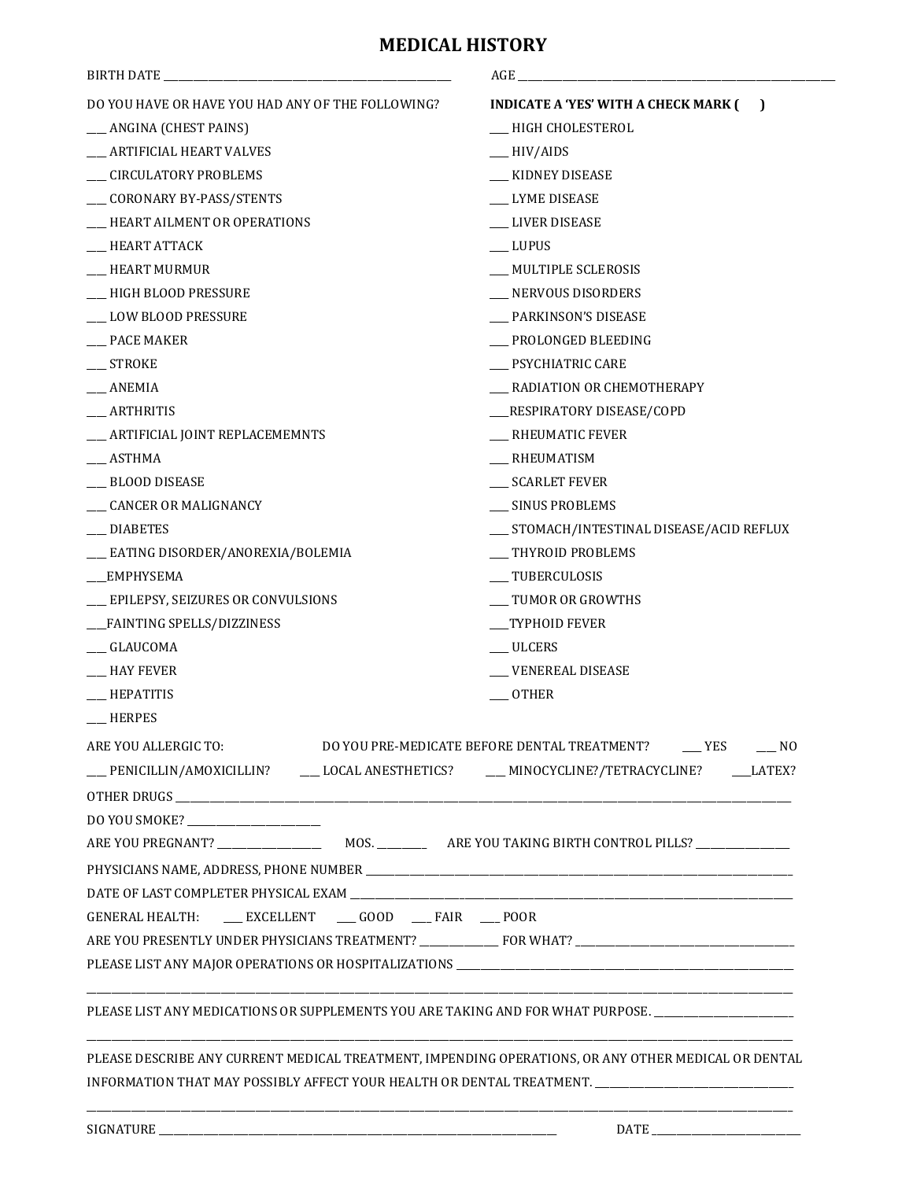# MEDICAL HISTORY

BIRTH DATE ______________________ AGE ______________________

DO YOU HAVE OR HAVE YOU HAD ANY OF THE FOLLOWING? **INDICATE A 'YES' WITH A CHECK MARK ( )**

___ ANGINA (CHEST PAINS)
___ ARTIFICIAL HEART VALVES
___ CIRCULATORY PROBLEMS
___ CORONARY BY-PASS/STENTS
___ HEART AILMENT OR OPERATIONS
___ HEART ATTACK
___ HEART MURMUR
___ HIGH BLOOD PRESSURE
___ LOW BLOOD PRESSURE
___ PACE MAKER
___ STROKE
___ ANEMIA
___ ARTHRITIS
___ ARTIFICIAL JOINT REPLACEMEMNTS
___ ASTHMA
___ BLOOD DISEASE
___ CANCER OR MALIGNANCY
___ DIABETES
___ EATING DISORDER/ANOREXIA/BOLEMIA
___EMPHYSEMA
___ EPILEPSY, SEIZURES OR CONVULSIONS
___FAINTING SPELLS/DIZZINESS
___ GLAUCOMA
___ HAY FEVER
___ HEPATITIS
___ HERPES
___ HIGH CHOLESTEROL
___ HIV/AIDS
___ KIDNEY DISEASE
___ LYME DISEASE
___ LIVER DISEASE
___ LUPUS
___ MULTIPLE SCLEROSIS
___ NERVOUS DISORDERS
___ PARKINSON'S DISEASE
___ PROLONGED BLEEDING
___ PSYCHIATRIC CARE
___ RADIATION OR CHEMOTHERAPY
___RESPIRATORY DISEASE/COPD
___ RHEUMATIC FEVER
___ RHEUMATISM
___ SCARLET FEVER
___ SINUS PROBLEMS
___ STOMACH/INTESTINAL DISEASE/ACID REFLUX
___ THYROID PROBLEMS
___ TUBERCULOSIS
___ TUMOR OR GROWTHS
___TYPHOID FEVER
___ ULCERS
___ VENEREAL DISEASE
___ OTHER

ARE YOU ALLERGIC TO: DO YOU PRE-MEDICATE BEFORE DENTAL TREATMENT? ___ YES ___ NO

___ PENICILLIN/AMOXICILLIN? ___ LOCAL ANESTHETICS? ___ MINOCYCLINE?/TETRACYCLINE? ___LATEX?

OTHER DRUGS ______________________

DO YOU SMOKE? ______________________

ARE YOU PREGNANT? ____________ MOS. ________ ARE YOU TAKING BIRTH CONTROL PILLS? ____________

PHYSICIANS NAME, ADDRESS, PHONE NUMBER ______________________

DATE OF LAST COMPLETER PHYSICAL EXAM ______________________

GENERAL HEALTH: ___ EXCELLENT ___ GOOD ___ FAIR ___ POOR

ARE YOU PRESENTLY UNDER PHYSICIANS TREATMENT? ____________ FOR WHAT? ______________________

PLEASE LIST ANY MAJOR OPERATIONS OR HOSPITALIZATIONS ______________________

______________________

PLEASE LIST ANY MEDICATIONS OR SUPPLEMENTS YOU ARE TAKING AND FOR WHAT PURPOSE. ______________________

______________________

PLEASE DESCRIBE ANY CURRENT MEDICAL TREATMENT, IMPENDING OPERATIONS, OR ANY OTHER MEDICAL OR DENTAL INFORMATION THAT MAY POSSIBLY AFFECT YOUR HEALTH OR DENTAL TREATMENT. ______________________

______________________

SIGNATURE ______________________ DATE ______________________